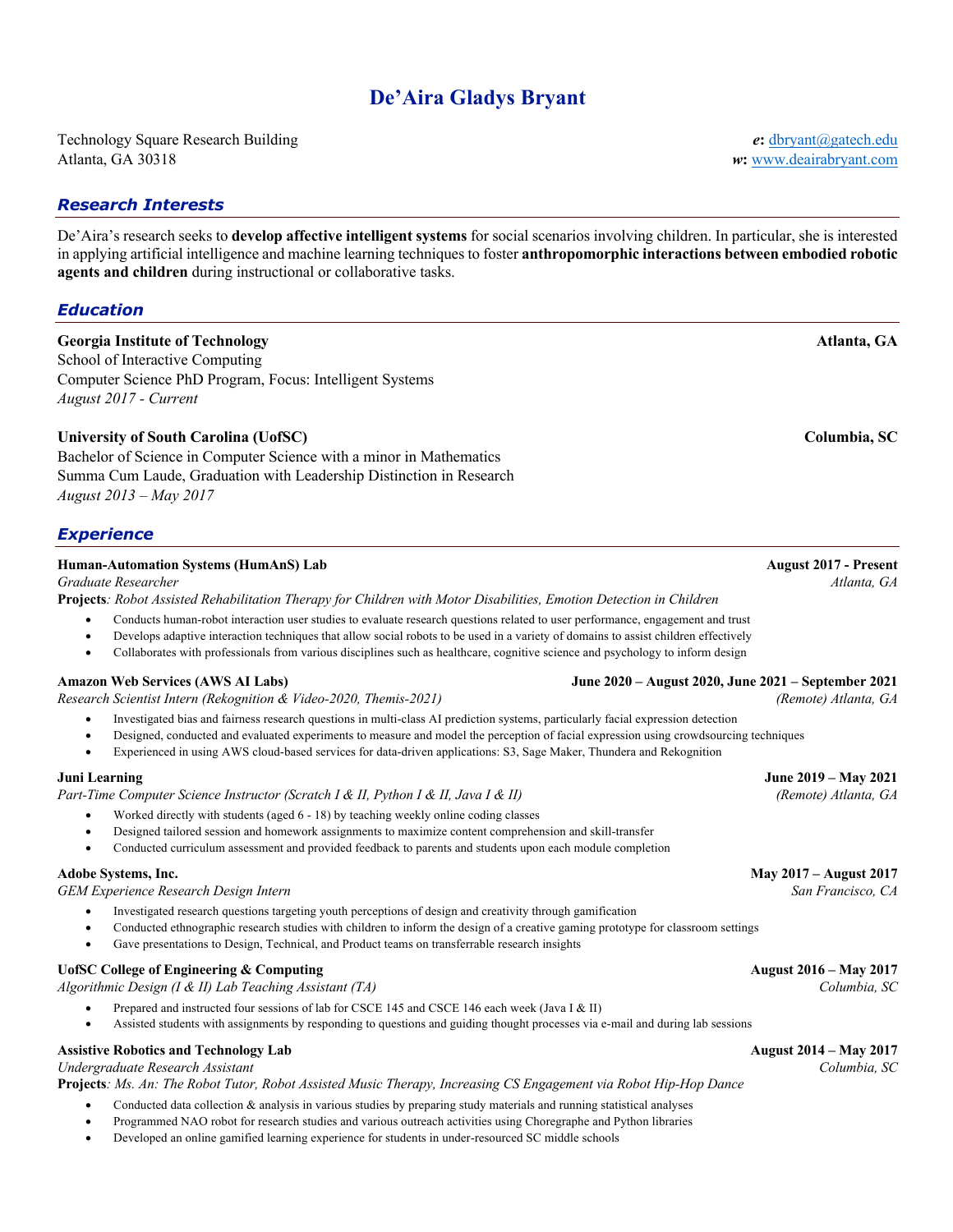# De'Aira Gladys Bryant

Technology Square Research Building
Atlanta, GA 30318

***e*:** dbryant@gatech.edu
***w*:** www.deairabryant.com

## *Research Interests*

De'Aira's research seeks to **develop affective intelligent systems** for social scenarios involving children. In particular, she is interested in applying artificial intelligence and machine learning techniques to foster **anthropomorphic interactions between embodied robotic agents and children** during instructional or collaborative tasks.

## *Education*

**Georgia Institute of Technology** — **Atlanta, GA**
School of Interactive Computing
Computer Science PhD Program, Focus: Intelligent Systems
*August 2017 - Current*

**University of South Carolina (UofSC)** — **Columbia, SC**
Bachelor of Science in Computer Science with a minor in Mathematics
Summa Cum Laude, Graduation with Leadership Distinction in Research
*August 2013 – May 2017*

## *Experience*

**Human-Automation Systems (HumAnS) Lab** — **August 2017 - Present**
*Graduate Researcher* — *Atlanta, GA*
**Projects***: Robot Assisted Rehabilitation Therapy for Children with Motor Disabilities, Emotion Detection in Children*

- Conducts human-robot interaction user studies to evaluate research questions related to user performance, engagement and trust
- Develops adaptive interaction techniques that allow social robots to be used in a variety of domains to assist children effectively
- Collaborates with professionals from various disciplines such as healthcare, cognitive science and psychology to inform design

**Amazon Web Services (AWS AI Labs)** — **June 2020 – August 2020, June 2021 – September 2021**
*Research Scientist Intern (Rekognition & Video-2020, Themis-2021)* — *(Remote) Atlanta, GA*

- Investigated bias and fairness research questions in multi-class AI prediction systems, particularly facial expression detection
- Designed, conducted and evaluated experiments to measure and model the perception of facial expression using crowdsourcing techniques
- Experienced in using AWS cloud-based services for data-driven applications: S3, Sage Maker, Thundera and Rekognition

**Juni Learning** — **June 2019 – May 2021**
*Part-Time Computer Science Instructor (Scratch I & II, Python I & II, Java I & II)* — *(Remote) Atlanta, GA*

- Worked directly with students (aged 6 - 18) by teaching weekly online coding classes
- Designed tailored session and homework assignments to maximize content comprehension and skill-transfer
- Conducted curriculum assessment and provided feedback to parents and students upon each module completion

**Adobe Systems, Inc.** — **May 2017 – August 2017**
*GEM Experience Research Design Intern* — *San Francisco, CA*

- Investigated research questions targeting youth perceptions of design and creativity through gamification
- Conducted ethnographic research studies with children to inform the design of a creative gaming prototype for classroom settings
- Gave presentations to Design, Technical, and Product teams on transferrable research insights

**UofSC College of Engineering & Computing** — **August 2016 – May 2017**
*Algorithmic Design (I & II) Lab Teaching Assistant (TA)* — *Columbia, SC*

- Prepared and instructed four sessions of lab for CSCE 145 and CSCE 146 each week (Java I & II)
- Assisted students with assignments by responding to questions and guiding thought processes via e-mail and during lab sessions

**Assistive Robotics and Technology Lab** — **August 2014 – May 2017**
*Undergraduate Research Assistant* — *Columbia, SC*
**Projects***: Ms. An: The Robot Tutor, Robot Assisted Music Therapy, Increasing CS Engagement via Robot Hip-Hop Dance*

- Conducted data collection & analysis in various studies by preparing study materials and running statistical analyses
- Programmed NAO robot for research studies and various outreach activities using Choregraphe and Python libraries
- Developed an online gamified learning experience for students in under-resourced SC middle schools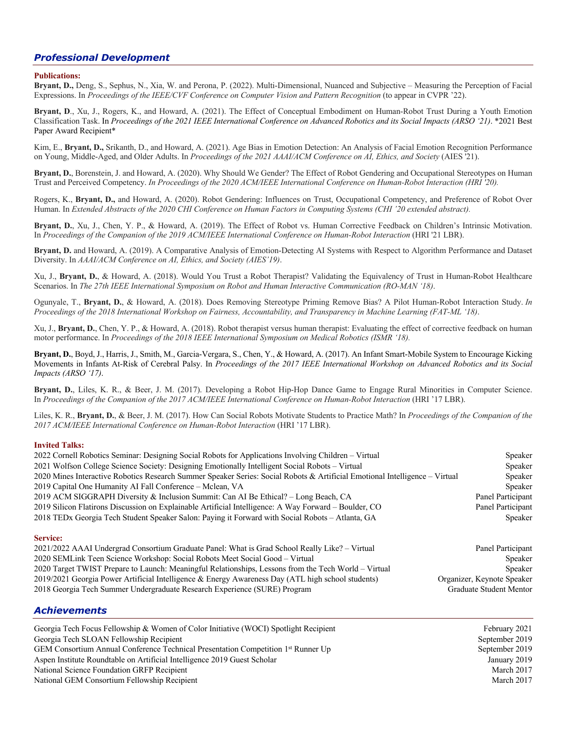## *Professional Development*

**Publications:**

**Bryant, D.,** Deng, S., Sephus, N., Xia, W. and Perona, P. (2022). Multi-Dimensional, Nuanced and Subjective – Measuring the Perception of Facial Expressions. In *Proceedings of the IEEE/CVF Conference on Computer Vision and Pattern Recognition* (to appear in CVPR '22).

**Bryant, D**., Xu, J., Rogers, K., and Howard, A. (2021). The Effect of Conceptual Embodiment on Human-Robot Trust During a Youth Emotion Classification Task. In *Proceedings of the 2021 IEEE International Conference on Advanced Robotics and its Social Impacts (ARSO '21)*. *2021 Best Paper Award Recipient*

Kim, E., **Bryant, D.,** Srikanth, D., and Howard, A. (2021). Age Bias in Emotion Detection: An Analysis of Facial Emotion Recognition Performance on Young, Middle-Aged, and Older Adults. In *Proceedings of the 2021 AAAI/ACM Conference on AI, Ethics, and Society* (AIES '21).

**Bryant, D.**, Borenstein, J. and Howard, A. (2020). Why Should We Gender? The Effect of Robot Gendering and Occupational Stereotypes on Human Trust and Perceived Competency. *In Proceedings of the 2020 ACM/IEEE International Conference on Human-Robot Interaction (HRI '20).*

Rogers, K., **Bryant, D.,** and Howard, A. (2020). Robot Gendering: Influences on Trust, Occupational Competency, and Preference of Robot Over Human. In *Extended Abstracts of the 2020 CHI Conference on Human Factors in Computing Systems (CHI '20 extended abstract).*

**Bryant, D.**, Xu, J., Chen, Y. P., & Howard, A. (2019). The Effect of Robot vs. Human Corrective Feedback on Children's Intrinsic Motivation. In *Proceedings of the Companion of the 2019 ACM/IEEE International Conference on Human-Robot Interaction* (HRI '21 LBR).

**Bryant, D.** and Howard, A. (2019). A Comparative Analysis of Emotion-Detecting AI Systems with Respect to Algorithm Performance and Dataset Diversity. In *AAAI/ACM Conference on AI, Ethics, and Society (AIES'19)*.

Xu, J., **Bryant, D.**, & Howard, A. (2018). Would You Trust a Robot Therapist? Validating the Equivalency of Trust in Human-Robot Healthcare Scenarios. In *The 27th IEEE International Symposium on Robot and Human Interactive Communication (RO-MAN '18)*.

Ogunyale, T., **Bryant, D.**, & Howard, A. (2018). Does Removing Stereotype Priming Remove Bias? A Pilot Human-Robot Interaction Study. *In Proceedings of the 2018 International Workshop on Fairness, Accountability, and Transparency in Machine Learning (FAT-ML '18)*.

Xu, J., **Bryant, D.**, Chen, Y. P., & Howard, A. (2018). Robot therapist versus human therapist: Evaluating the effect of corrective feedback on human motor performance. In *Proceedings of the 2018 IEEE International Symposium on Medical Robotics (ISMR '18).*

**Bryant, D.**, Boyd, J., Harris, J., Smith, M., Garcia-Vergara, S., Chen, Y., & Howard, A. (2017). An Infant Smart-Mobile System to Encourage Kicking Movements in Infants At-Risk of Cerebral Palsy. In *Proceedings of the 2017 IEEE International Workshop on Advanced Robotics and its Social Impacts (ARSO '17)*.

**Bryant, D.**, Liles, K. R., & Beer, J. M. (2017). Developing a Robot Hip-Hop Dance Game to Engage Rural Minorities in Computer Science. In *Proceedings of the Companion of the 2017 ACM/IEEE International Conference on Human-Robot Interaction* (HRI '17 LBR).

Liles, K. R., **Bryant, D.**, & Beer, J. M. (2017). How Can Social Robots Motivate Students to Practice Math? In *Proceedings of the Companion of the 2017 ACM/IEEE International Conference on Human-Robot Interaction* (HRI '17 LBR).

**Invited Talks:**

| | |
|---|---|
| 2022 Cornell Robotics Seminar: Designing Social Robots for Applications Involving Children – Virtual | Speaker |
| 2021 Wolfson College Science Society: Designing Emotionally Intelligent Social Robots – Virtual | Speaker |
| 2020 Mines Interactive Robotics Research Summer Speaker Series: Social Robots & Artificial Emotional Intelligence – Virtual | Speaker |
| 2019 Capital One Humanity AI Fall Conference – Mclean, VA | Speaker |
| 2019 ACM SIGGRAPH Diversity & Inclusion Summit: Can AI Be Ethical? – Long Beach, CA | Panel Participant |
| 2019 Silicon Flatirons Discussion on Explainable Artificial Intelligence: A Way Forward – Boulder, CO | Panel Participant |
| 2018 TEDx Georgia Tech Student Speaker Salon: Paying it Forward with Social Robots – Atlanta, GA | Speaker |

**Service:**

| | |
|---|---|
| 2021/2022 AAAI Undergrad Consortium Graduate Panel: What is Grad School Really Like? – Virtual | Panel Participant |
| 2020 SEMLink Teen Science Workshop: Social Robots Meet Social Good – Virtual | Speaker |
| 2020 Target TWIST Prepare to Launch: Meaningful Relationships, Lessons from the Tech World – Virtual | Speaker |
| 2019/2021 Georgia Power Artificial Intelligence & Energy Awareness Day (ATL high school students) | Organizer, Keynote Speaker |
| 2018 Georgia Tech Summer Undergraduate Research Experience (SURE) Program | Graduate Student Mentor |

## *Achievements*

| | |
|---|---|
| Georgia Tech Focus Fellowship & Women of Color Initiative (WOCI) Spotlight Recipient | February 2021 |
| Georgia Tech SLOAN Fellowship Recipient | September 2019 |
| GEM Consortium Annual Conference Technical Presentation Competition 1st Runner Up | September 2019 |
| Aspen Institute Roundtable on Artificial Intelligence 2019 Guest Scholar | January 2019 |
| National Science Foundation GRFP Recipient | March 2017 |
| National GEM Consortium Fellowship Recipient | March 2017 |